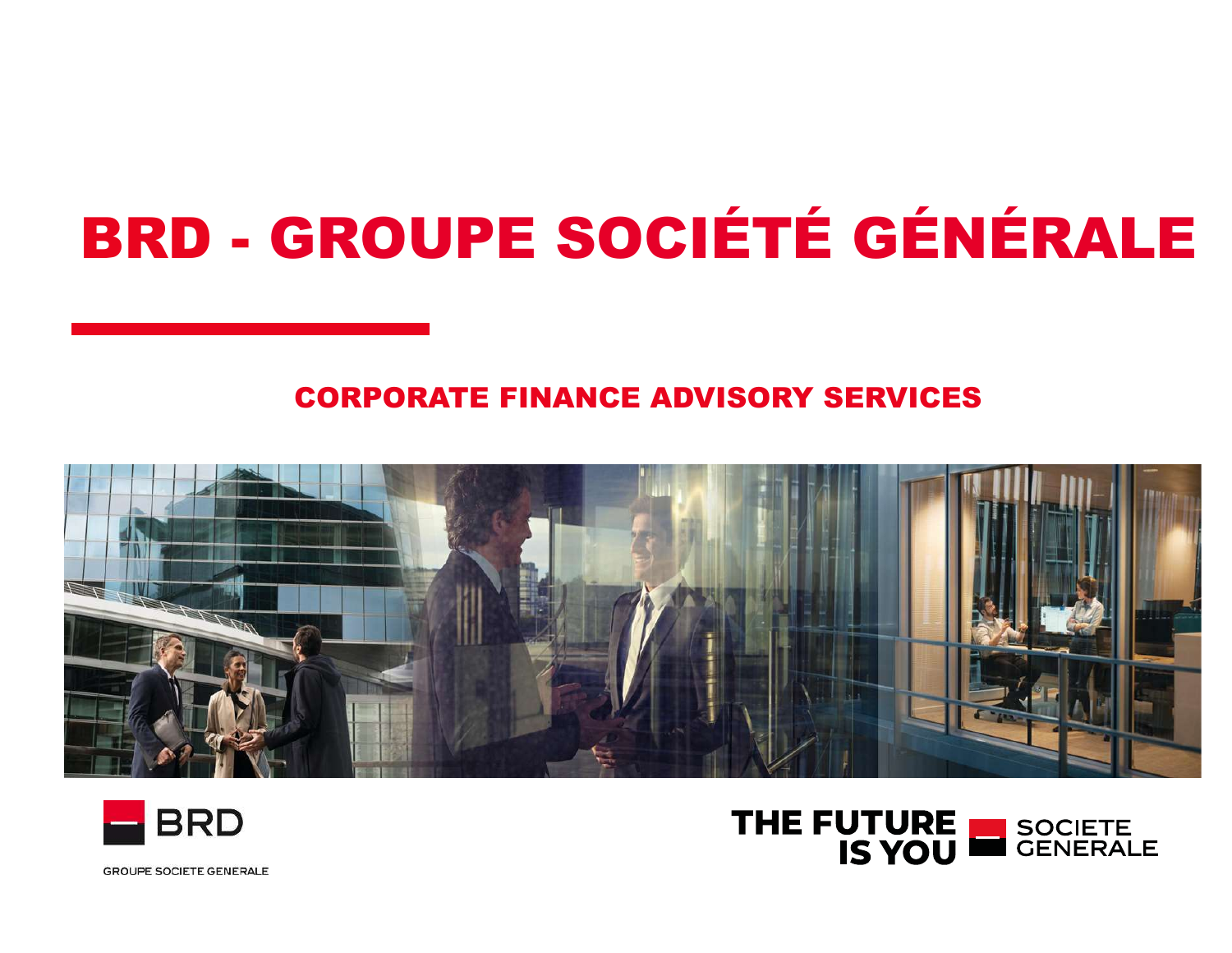# BRD - GROUPE SOCIÉTÉ GÉNÉRALE

## CORPORATE FINANCE ADVISORY SERVICES

BRD

GROUPE SOCIETE GENERALE

THE FUTURE IS YOU

SOCIETE GENERALE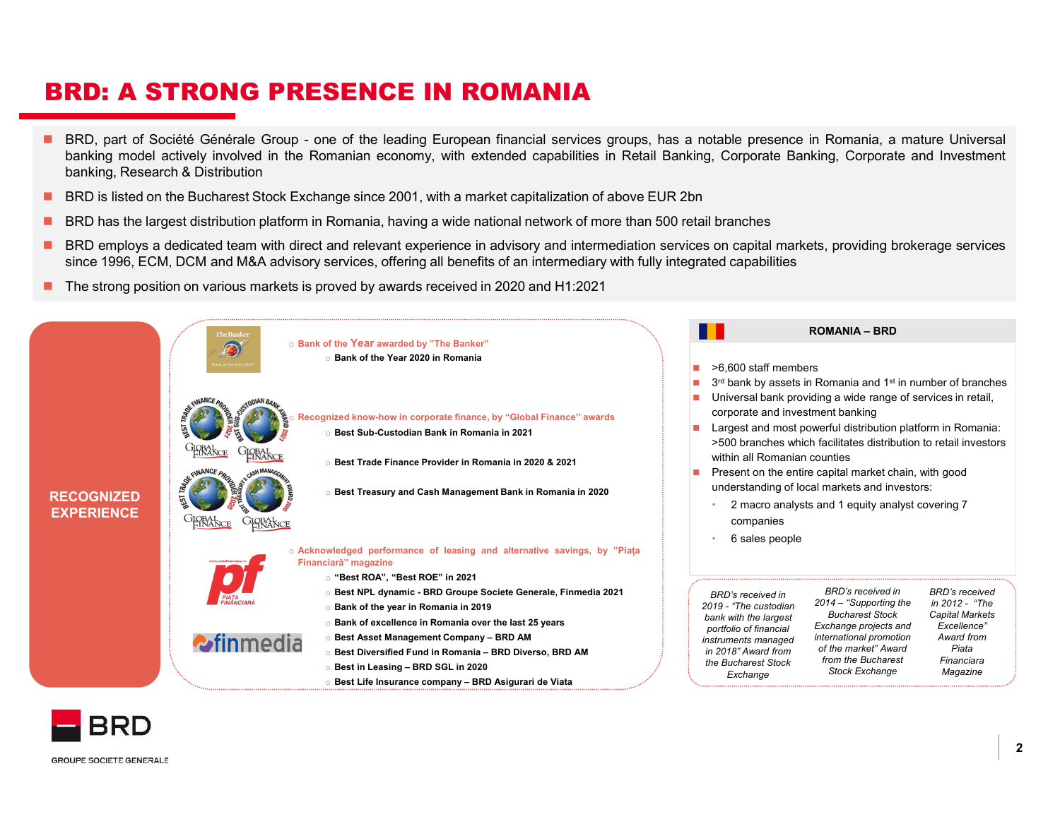# BRD: A STRONG PRESENCE IN ROMANIA

- BRD, part of Société Générale Group - one of the leading European financial services groups, has a notable presence in Romania, a mature Universal banking model actively involved in the Romanian economy, with extended capabilities in Retail Banking, Corporate Banking, Corporate and Investment banking, Research & Distribution
- BRD is listed on the Bucharest Stock Exchange since 2001, with a market capitalization of above EUR 2bn
- BRD has the largest distribution platform in Romania, having a wide national network of more than 500 retail branches
- BRD employs a dedicated team with direct and relevant experience in advisory and intermediation services on capital markets, providing brokerage services since 1996, ECM, DCM and M&A advisory services, offering all benefits of an intermediary with fully integrated capabilities
- The strong position on various markets is proved by awards received in 2020 and H1:2021

## RECOGNIZED EXPERIENCE

- **Bank of the Year awarded by "The Banker"**
  - Bank of the Year 2020 in Romania
- **Recognized know-how in corporate finance, by "Global Finance" awards**
  - Best Sub-Custodian Bank in Romania in 2021
  - Best Trade Finance Provider in Romania in 2020 & 2021
  - Best Treasury and Cash Management Bank in Romania in 2020
- **Acknowledged performance of leasing and alternative savings, by "Piața Financiară" magazine**
  - "Best ROA", "Best ROE" in 2021
  - Best NPL dynamic - BRD Groupe Societe Generale, Finmedia 2021
  - Bank of the year in Romania in 2019
  - Bank of excellence in Romania over the last 25 years
  - Best Asset Management Company – BRD AM
  - Best Diversified Fund in Romania – BRD Diverso, BRD AM
  - Best in Leasing – BRD SGL in 2020
  - Best Life Insurance company – BRD Asigurari de Viata

## ROMANIA – BRD

- >6,600 staff members
- 3rd bank by assets in Romania and 1st in number of branches
- Universal bank providing a wide range of services in retail, corporate and investment banking
- Largest and most powerful distribution platform in Romania: >500 branches which facilitates distribution to retail investors within all Romanian counties
- Present on the entire capital market chain, with good understanding of local markets and investors:
  - 2 macro analysts and 1 equity analyst covering 7 companies
  - 6 sales people

*BRD's received in 2019 - "The custodian bank with the largest portfolio of financial instruments managed in 2018" Award from the Bucharest Stock Exchange*

*BRD's received in 2014 – "Supporting the Bucharest Stock Exchange projects and international promotion of the market" Award from the Bucharest Stock Exchange*

*BRD's received in 2012 - "The Capital Markets Excellence" Award from Piata Financiara Magazine*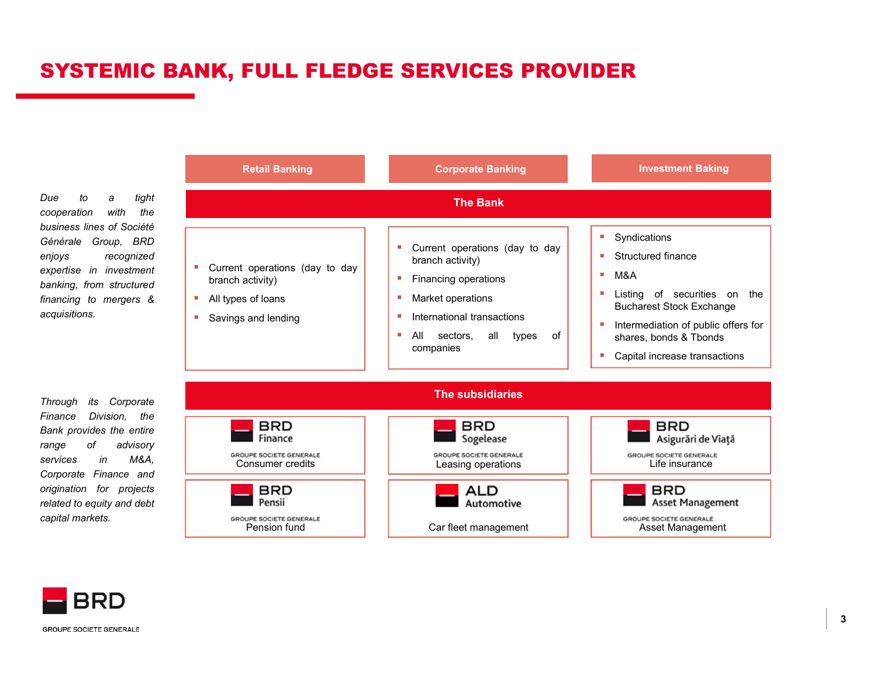# SYSTEMIC BANK, FULL FLEDGE SERVICES PROVIDER

*Due to a tight cooperation with the business lines of Société Générale Group, BRD enjoys recognized expertise in investment banking, from structured financing to mergers & acquisitions.*

*Through its Corporate Finance Division, the Bank provides the entire range of advisory services in M&A, Corporate Finance and origination for projects related to equity and debt capital markets.*

| Retail Banking | Corporate Banking | Investment Baking |
|---|---|---|

## The Bank

**Retail Banking**

- Current operations (day to day branch activity)
- All types of loans
- Savings and lending

**Corporate Banking**

- Current operations (day to day branch activity)
- Financing operations
- Market operations
- International transactions
- All sectors, all types of companies

**Investment Baking**

- Syndications
- Structured finance
- M&A
- Listing of securities on the Bucharest Stock Exchange
- Intermediation of public offers for shares, bonds & Tbonds
- Capital increase transactions

## The subsidiaries

| | | |
|---|---|---|
| BRD Finance (GROUPE SOCIETE GENERALE) – Consumer credits | BRD Sogelease (GROUPE SOCIETE GENERALE) – Leasing operations | BRD Asigurări de Viață (GROUPE SOCIETE GENERALE) – Life insurance |
| BRD Pensii (GROUPE SOCIETE GENERALE) – Pension fund | ALD Automotive – Car fleet management | BRD Asset Management (GROUPE SOCIETE GENERALE) – Asset Management |

BRD GROUPE SOCIETE GENERALE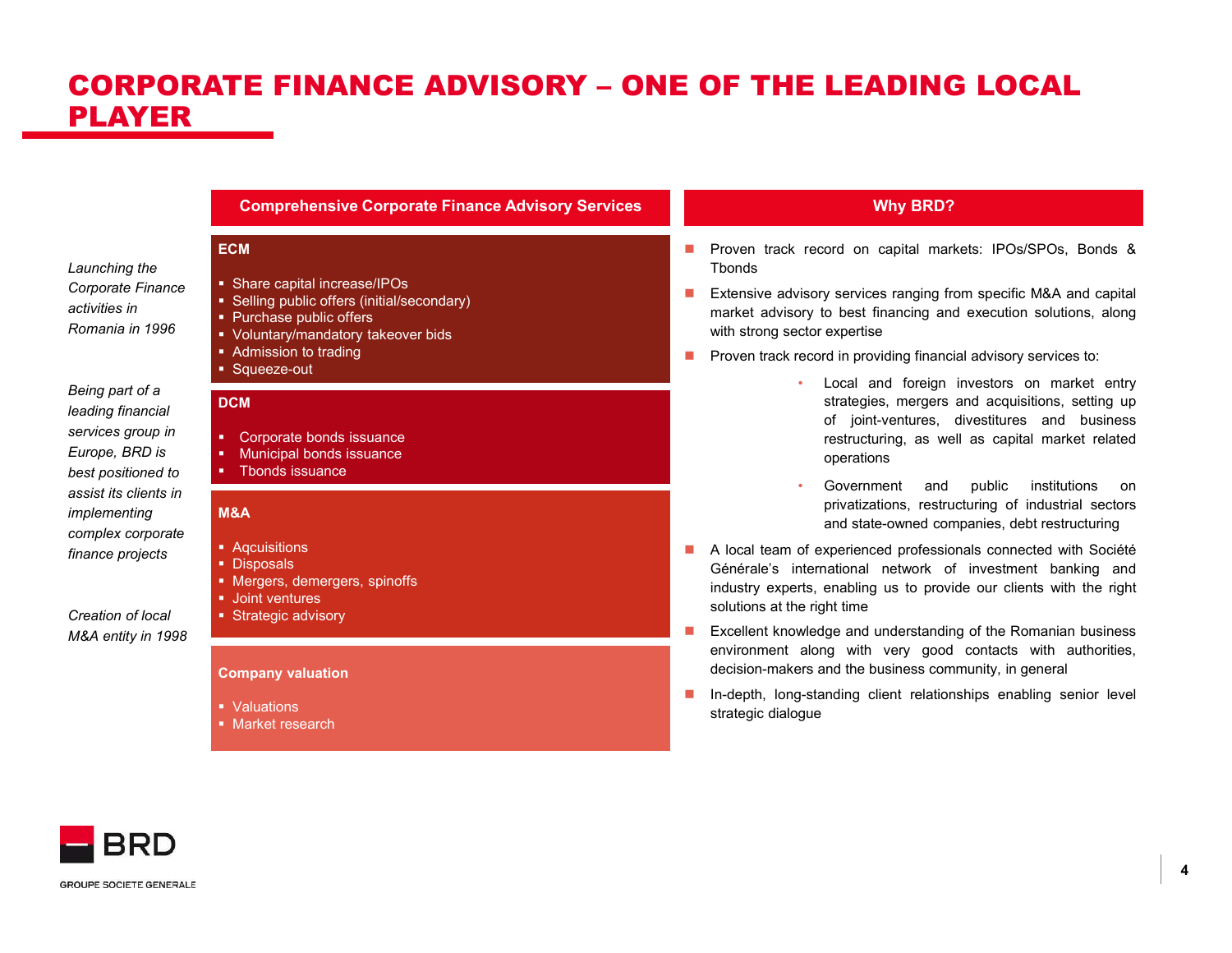# CORPORATE FINANCE ADVISORY – ONE OF THE LEADING LOCAL PLAYER

*Launching the Corporate Finance activities in Romania in 1996*

*Being part of a leading financial services group in Europe, BRD is best positioned to assist its clients in implementing complex corporate finance projects*

*Creation of local M&A entity in 1998*

## Comprehensive Corporate Finance Advisory Services

**ECM**

- Share capital increase/IPOs
- Selling public offers (initial/secondary)
- Purchase public offers
- Voluntary/mandatory takeover bids
- Admission to trading
- Squeeze-out

**DCM**

- Corporate bonds issuance
- Municipal bonds issuance
- Tbonds issuance

**M&A**

- Aqcuisitions
- Disposals
- Mergers, demergers, spinoffs
- Joint ventures
- Strategic advisory

**Company valuation**

- Valuations
- Market research

## Why BRD?

- Proven track record on capital markets: IPOs/SPOs, Bonds & Tbonds
- Extensive advisory services ranging from specific M&A and capital market advisory to best financing and execution solutions, along with strong sector expertise
- Proven track record in providing financial advisory services to:
  - Local and foreign investors on market entry strategies, mergers and acquisitions, setting up of joint-ventures, divestitures and business restructuring, as well as capital market related operations
  - Government and public institutions on privatizations, restructuring of industrial sectors and state-owned companies, debt restructuring
- A local team of experienced professionals connected with Société Générale's international network of investment banking and industry experts, enabling us to provide our clients with the right solutions at the right time
- Excellent knowledge and understanding of the Romanian business environment along with very good contacts with authorities, decision-makers and the business community, in general
- In-depth, long-standing client relationships enabling senior level strategic dialogue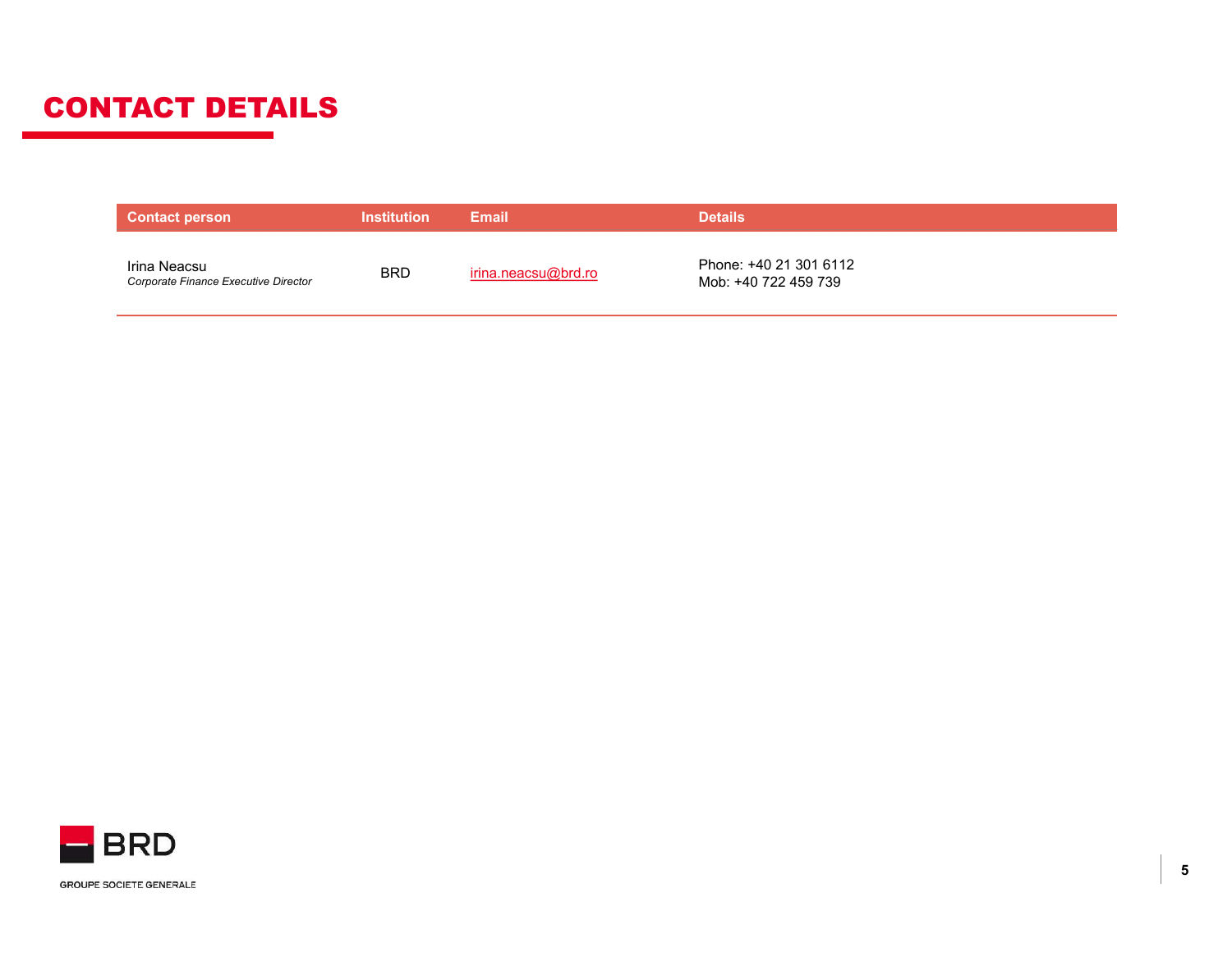# CONTACT DETAILS

| Contact person | Institution | Email | Details |
| --- | --- | --- | --- |
| Irina Neacsu<br>*Corporate Finance Executive Director* | BRD | irina.neacsu@brd.ro | Phone: +40 21 301 6112<br>Mob: +40 722 459 739 |

BRD

GROUPE SOCIETE GENERALE